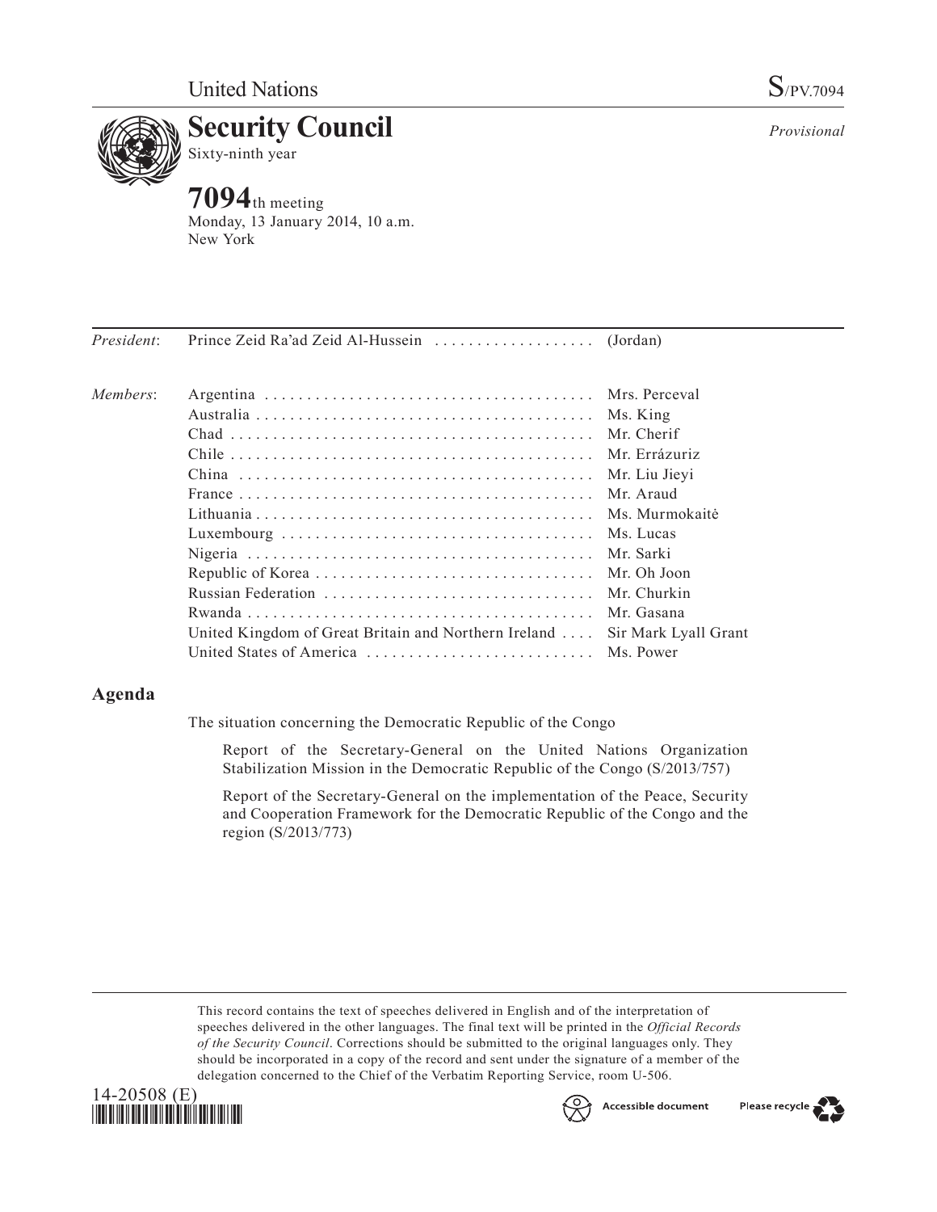United Nations S/PV.7094

# Security Council

Sixty-ninth year

*Provisional*

## 7094th meeting

Monday, 13 January 2014, 10 a.m.
New York

| | | |
|---|---|---|
| *President*: | Prince Zeid Ra'ad Zeid Al-Hussein | (Jordan) |
| *Members*: | Argentina | Mrs. Perceval |
| | Australia | Ms. King |
| | Chad | Mr. Cherif |
| | Chile | Mr. Errázuriz |
| | China | Mr. Liu Jieyi |
| | France | Mr. Araud |
| | Lithuania | Ms. Murmokaitė |
| | Luxembourg | Ms. Lucas |
| | Nigeria | Mr. Sarki |
| | Republic of Korea | Mr. Oh Joon |
| | Russian Federation | Mr. Churkin |
| | Rwanda | Mr. Gasana |
| | United Kingdom of Great Britain and Northern Ireland | Sir Mark Lyall Grant |
| | United States of America | Ms. Power |

## Agenda

The situation concerning the Democratic Republic of the Congo

Report of the Secretary-General on the United Nations Organization Stabilization Mission in the Democratic Republic of the Congo (S/2013/757)

Report of the Secretary-General on the implementation of the Peace, Security and Cooperation Framework for the Democratic Republic of the Congo and the region (S/2013/773)

This record contains the text of speeches delivered in English and of the interpretation of speeches delivered in the other languages. The final text will be printed in the *Official Records of the Security Council*. Corrections should be submitted to the original languages only. They should be incorporated in a copy of the record and sent under the signature of a member of the delegation concerned to the Chief of the Verbatim Reporting Service, room U-506.

14-20508 (E)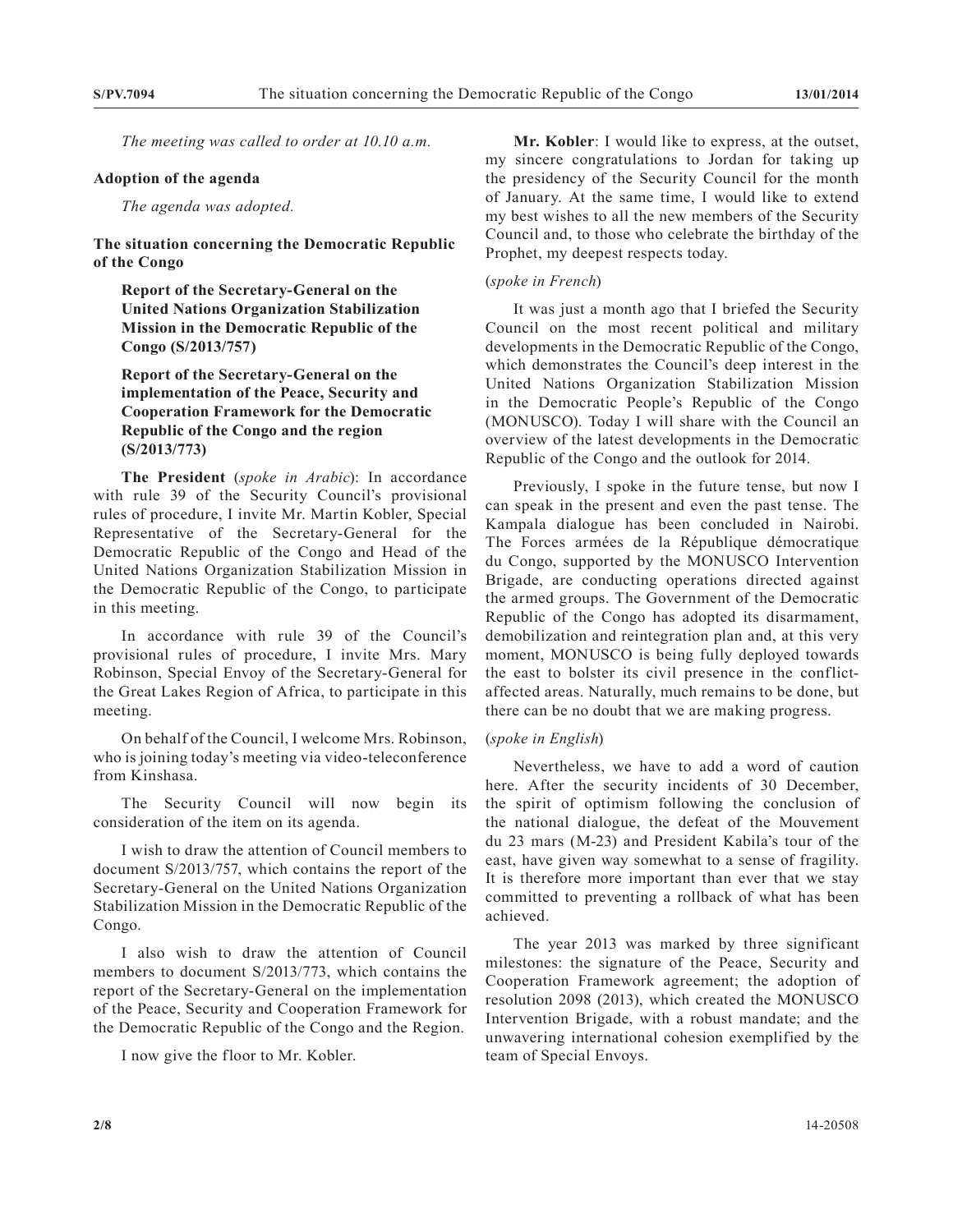*The meeting was called to order at 10.10 a.m.*

**Adoption of the agenda**

*The agenda was adopted.*

**The situation concerning the Democratic Republic of the Congo**

**Report of the Secretary-General on the United Nations Organization Stabilization Mission in the Democratic Republic of the Congo (S/2013/757)**

**Report of the Secretary-General on the implementation of the Peace, Security and Cooperation Framework for the Democratic Republic of the Congo and the region (S/2013/773)**

**The President** (*spoke in Arabic*): In accordance with rule 39 of the Security Council's provisional rules of procedure, I invite Mr. Martin Kobler, Special Representative of the Secretary-General for the Democratic Republic of the Congo and Head of the United Nations Organization Stabilization Mission in the Democratic Republic of the Congo, to participate in this meeting.

In accordance with rule 39 of the Council's provisional rules of procedure, I invite Mrs. Mary Robinson, Special Envoy of the Secretary-General for the Great Lakes Region of Africa, to participate in this meeting.

On behalf of the Council, I welcome Mrs. Robinson, who is joining today's meeting via video-teleconference from Kinshasa.

The Security Council will now begin its consideration of the item on its agenda.

I wish to draw the attention of Council members to document S/2013/757, which contains the report of the Secretary-General on the United Nations Organization Stabilization Mission in the Democratic Republic of the Congo.

I also wish to draw the attention of Council members to document S/2013/773, which contains the report of the Secretary-General on the implementation of the Peace, Security and Cooperation Framework for the Democratic Republic of the Congo and the Region.

I now give the floor to Mr. Kobler.

**Mr. Kobler**: I would like to express, at the outset, my sincere congratulations to Jordan for taking up the presidency of the Security Council for the month of January. At the same time, I would like to extend my best wishes to all the new members of the Security Council and, to those who celebrate the birthday of the Prophet, my deepest respects today.

(*spoke in French*)

It was just a month ago that I briefed the Security Council on the most recent political and military developments in the Democratic Republic of the Congo, which demonstrates the Council's deep interest in the United Nations Organization Stabilization Mission in the Democratic People's Republic of the Congo (MONUSCO). Today I will share with the Council an overview of the latest developments in the Democratic Republic of the Congo and the outlook for 2014.

Previously, I spoke in the future tense, but now I can speak in the present and even the past tense. The Kampala dialogue has been concluded in Nairobi. The Forces armées de la République démocratique du Congo, supported by the MONUSCO Intervention Brigade, are conducting operations directed against the armed groups. The Government of the Democratic Republic of the Congo has adopted its disarmament, demobilization and reintegration plan and, at this very moment, MONUSCO is being fully deployed towards the east to bolster its civil presence in the conflict-affected areas. Naturally, much remains to be done, but there can be no doubt that we are making progress.

(*spoke in English*)

Nevertheless, we have to add a word of caution here. After the security incidents of 30 December, the spirit of optimism following the conclusion of the national dialogue, the defeat of the Mouvement du 23 mars (M-23) and President Kabila's tour of the east, have given way somewhat to a sense of fragility. It is therefore more important than ever that we stay committed to preventing a rollback of what has been achieved.

The year 2013 was marked by three significant milestones: the signature of the Peace, Security and Cooperation Framework agreement; the adoption of resolution 2098 (2013), which created the MONUSCO Intervention Brigade, with a robust mandate; and the unwavering international cohesion exemplified by the team of Special Envoys.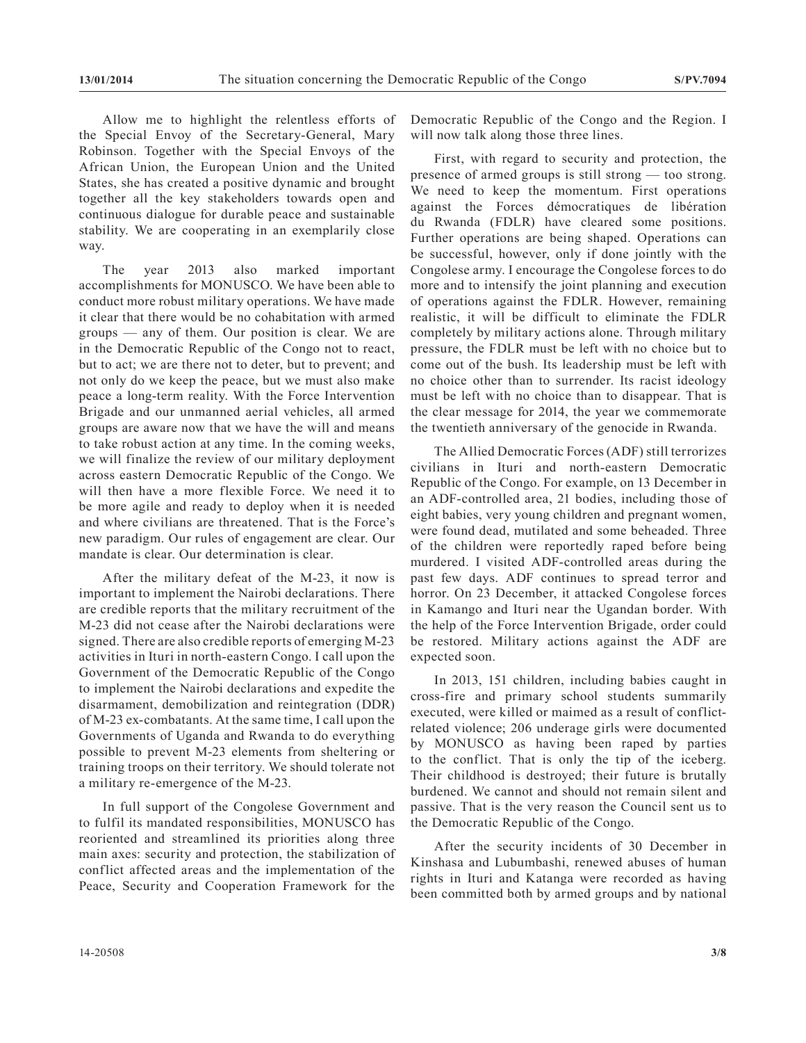Allow me to highlight the relentless efforts of the Special Envoy of the Secretary-General, Mary Robinson. Together with the Special Envoys of the African Union, the European Union and the United States, she has created a positive dynamic and brought together all the key stakeholders towards open and continuous dialogue for durable peace and sustainable stability. We are cooperating in an exemplarily close way.

The year 2013 also marked important accomplishments for MONUSCO. We have been able to conduct more robust military operations. We have made it clear that there would be no cohabitation with armed groups — any of them. Our position is clear. We are in the Democratic Republic of the Congo not to react, but to act; we are there not to deter, but to prevent; and not only do we keep the peace, but we must also make peace a long-term reality. With the Force Intervention Brigade and our unmanned aerial vehicles, all armed groups are aware now that we have the will and means to take robust action at any time. In the coming weeks, we will finalize the review of our military deployment across eastern Democratic Republic of the Congo. We will then have a more flexible Force. We need it to be more agile and ready to deploy when it is needed and where civilians are threatened. That is the Force's new paradigm. Our rules of engagement are clear. Our mandate is clear. Our determination is clear.

After the military defeat of the M-23, it now is important to implement the Nairobi declarations. There are credible reports that the military recruitment of the M-23 did not cease after the Nairobi declarations were signed. There are also credible reports of emerging M-23 activities in Ituri in north-eastern Congo. I call upon the Government of the Democratic Republic of the Congo to implement the Nairobi declarations and expedite the disarmament, demobilization and reintegration (DDR) of M-23 ex-combatants. At the same time, I call upon the Governments of Uganda and Rwanda to do everything possible to prevent M-23 elements from sheltering or training troops on their territory. We should tolerate not a military re-emergence of the M-23.

In full support of the Congolese Government and to fulfil its mandated responsibilities, MONUSCO has reoriented and streamlined its priorities along three main axes: security and protection, the stabilization of conflict affected areas and the implementation of the Peace, Security and Cooperation Framework for the Democratic Republic of the Congo and the Region. I will now talk along those three lines.

First, with regard to security and protection, the presence of armed groups is still strong — too strong. We need to keep the momentum. First operations against the Forces démocratiques de libération du Rwanda (FDLR) have cleared some positions. Further operations are being shaped. Operations can be successful, however, only if done jointly with the Congolese army. I encourage the Congolese forces to do more and to intensify the joint planning and execution of operations against the FDLR. However, remaining realistic, it will be difficult to eliminate the FDLR completely by military actions alone. Through military pressure, the FDLR must be left with no choice but to come out of the bush. Its leadership must be left with no choice other than to surrender. Its racist ideology must be left with no choice other than to disappear. That is the clear message for 2014, the year we commemorate the twentieth anniversary of the genocide in Rwanda.

The Allied Democratic Forces (ADF) still terrorizes civilians in Ituri and north-eastern Democratic Republic of the Congo. For example, on 13 December in an ADF-controlled area, 21 bodies, including those of eight babies, very young children and pregnant women, were found dead, mutilated and some beheaded. Three of the children were reportedly raped before being murdered. I visited ADF-controlled areas during the past few days. ADF continues to spread terror and horror. On 23 December, it attacked Congolese forces in Kamango and Ituri near the Ugandan border. With the help of the Force Intervention Brigade, order could be restored. Military actions against the ADF are expected soon.

In 2013, 151 children, including babies caught in cross-fire and primary school students summarily executed, were killed or maimed as a result of conflict-related violence; 206 underage girls were documented by MONUSCO as having been raped by parties to the conflict. That is only the tip of the iceberg. Their childhood is destroyed; their future is brutally burdened. We cannot and should not remain silent and passive. That is the very reason the Council sent us to the Democratic Republic of the Congo.

After the security incidents of 30 December in Kinshasa and Lubumbashi, renewed abuses of human rights in Ituri and Katanga were recorded as having been committed both by armed groups and by national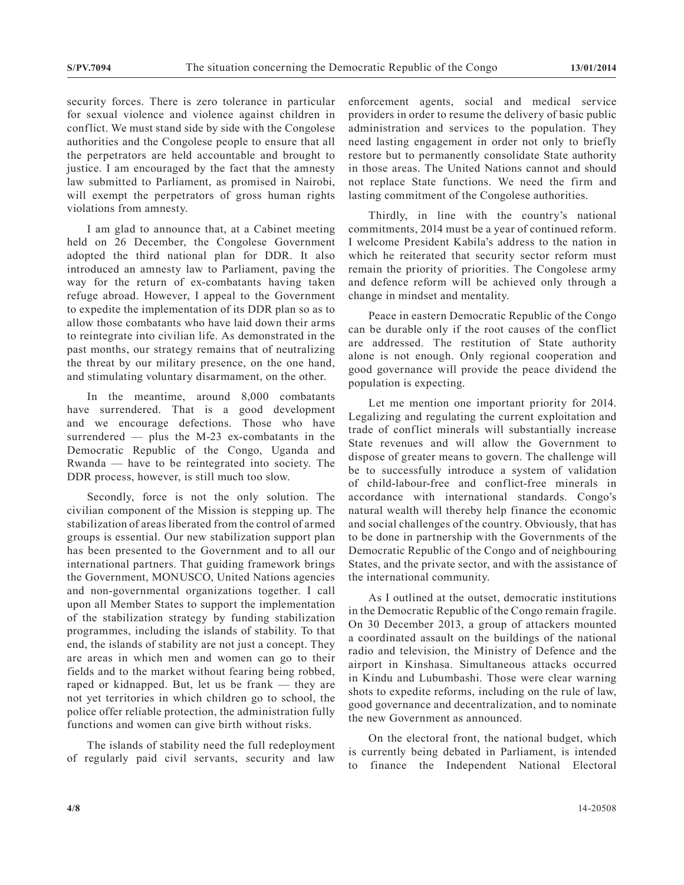security forces. There is zero tolerance in particular for sexual violence and violence against children in conflict. We must stand side by side with the Congolese authorities and the Congolese people to ensure that all the perpetrators are held accountable and brought to justice. I am encouraged by the fact that the amnesty law submitted to Parliament, as promised in Nairobi, will exempt the perpetrators of gross human rights violations from amnesty.

I am glad to announce that, at a Cabinet meeting held on 26 December, the Congolese Government adopted the third national plan for DDR. It also introduced an amnesty law to Parliament, paving the way for the return of ex-combatants having taken refuge abroad. However, I appeal to the Government to expedite the implementation of its DDR plan so as to allow those combatants who have laid down their arms to reintegrate into civilian life. As demonstrated in the past months, our strategy remains that of neutralizing the threat by our military presence, on the one hand, and stimulating voluntary disarmament, on the other.

In the meantime, around 8,000 combatants have surrendered. That is a good development and we encourage defections. Those who have surrendered — plus the M-23 ex-combatants in the Democratic Republic of the Congo, Uganda and Rwanda — have to be reintegrated into society. The DDR process, however, is still much too slow.

Secondly, force is not the only solution. The civilian component of the Mission is stepping up. The stabilization of areas liberated from the control of armed groups is essential. Our new stabilization support plan has been presented to the Government and to all our international partners. That guiding framework brings the Government, MONUSCO, United Nations agencies and non-governmental organizations together. I call upon all Member States to support the implementation of the stabilization strategy by funding stabilization programmes, including the islands of stability. To that end, the islands of stability are not just a concept. They are areas in which men and women can go to their fields and to the market without fearing being robbed, raped or kidnapped. But, let us be frank — they are not yet territories in which children go to school, the police offer reliable protection, the administration fully functions and women can give birth without risks.

The islands of stability need the full redeployment of regularly paid civil servants, security and law enforcement agents, social and medical service providers in order to resume the delivery of basic public administration and services to the population. They need lasting engagement in order not only to briefly restore but to permanently consolidate State authority in those areas. The United Nations cannot and should not replace State functions. We need the firm and lasting commitment of the Congolese authorities.

Thirdly, in line with the country's national commitments, 2014 must be a year of continued reform. I welcome President Kabila's address to the nation in which he reiterated that security sector reform must remain the priority of priorities. The Congolese army and defence reform will be achieved only through a change in mindset and mentality.

Peace in eastern Democratic Republic of the Congo can be durable only if the root causes of the conflict are addressed. The restitution of State authority alone is not enough. Only regional cooperation and good governance will provide the peace dividend the population is expecting.

Let me mention one important priority for 2014. Legalizing and regulating the current exploitation and trade of conflict minerals will substantially increase State revenues and will allow the Government to dispose of greater means to govern. The challenge will be to successfully introduce a system of validation of child-labour-free and conflict-free minerals in accordance with international standards. Congo's natural wealth will thereby help finance the economic and social challenges of the country. Obviously, that has to be done in partnership with the Governments of the Democratic Republic of the Congo and of neighbouring States, and the private sector, and with the assistance of the international community.

As I outlined at the outset, democratic institutions in the Democratic Republic of the Congo remain fragile. On 30 December 2013, a group of attackers mounted a coordinated assault on the buildings of the national radio and television, the Ministry of Defence and the airport in Kinshasa. Simultaneous attacks occurred in Kindu and Lubumbashi. Those were clear warning shots to expedite reforms, including on the rule of law, good governance and decentralization, and to nominate the new Government as announced.

On the electoral front, the national budget, which is currently being debated in Parliament, is intended to finance the Independent National Electoral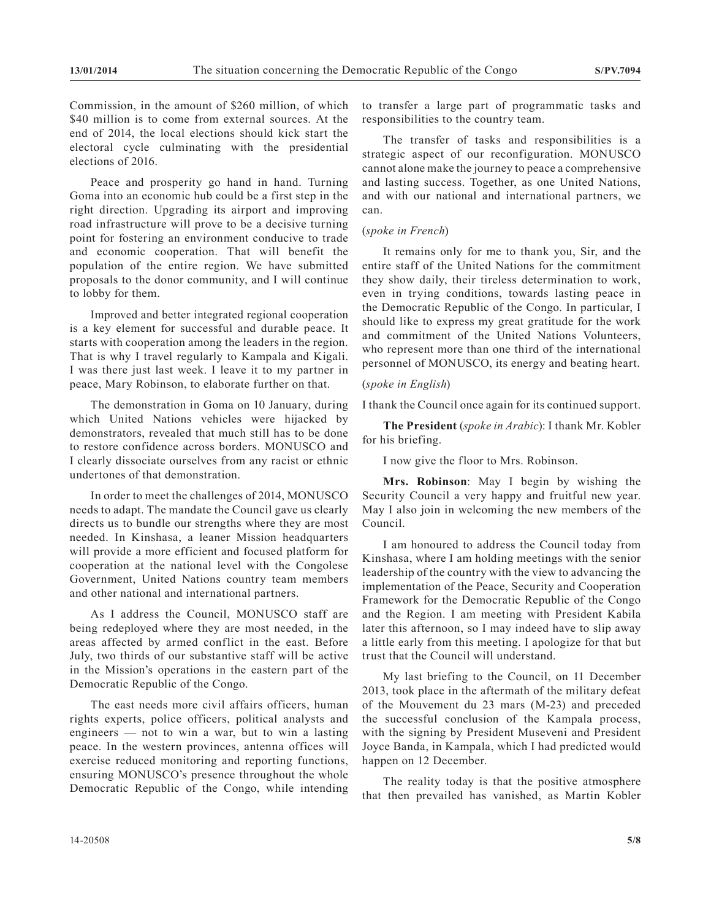Commission, in the amount of $260 million, of which $40 million is to come from external sources. At the end of 2014, the local elections should kick start the electoral cycle culminating with the presidential elections of 2016.

Peace and prosperity go hand in hand. Turning Goma into an economic hub could be a first step in the right direction. Upgrading its airport and improving road infrastructure will prove to be a decisive turning point for fostering an environment conducive to trade and economic cooperation. That will benefit the population of the entire region. We have submitted proposals to the donor community, and I will continue to lobby for them.

Improved and better integrated regional cooperation is a key element for successful and durable peace. It starts with cooperation among the leaders in the region. That is why I travel regularly to Kampala and Kigali. I was there just last week. I leave it to my partner in peace, Mary Robinson, to elaborate further on that.

The demonstration in Goma on 10 January, during which United Nations vehicles were hijacked by demonstrators, revealed that much still has to be done to restore confidence across borders. MONUSCO and I clearly dissociate ourselves from any racist or ethnic undertones of that demonstration.

In order to meet the challenges of 2014, MONUSCO needs to adapt. The mandate the Council gave us clearly directs us to bundle our strengths where they are most needed. In Kinshasa, a leaner Mission headquarters will provide a more efficient and focused platform for cooperation at the national level with the Congolese Government, United Nations country team members and other national and international partners.

As I address the Council, MONUSCO staff are being redeployed where they are most needed, in the areas affected by armed conflict in the east. Before July, two thirds of our substantive staff will be active in the Mission's operations in the eastern part of the Democratic Republic of the Congo.

The east needs more civil affairs officers, human rights experts, police officers, political analysts and engineers — not to win a war, but to win a lasting peace. In the western provinces, antenna offices will exercise reduced monitoring and reporting functions, ensuring MONUSCO's presence throughout the whole Democratic Republic of the Congo, while intending to transfer a large part of programmatic tasks and responsibilities to the country team.

The transfer of tasks and responsibilities is a strategic aspect of our reconfiguration. MONUSCO cannot alone make the journey to peace a comprehensive and lasting success. Together, as one United Nations, and with our national and international partners, we can.

(*spoke in French*)

It remains only for me to thank you, Sir, and the entire staff of the United Nations for the commitment they show daily, their tireless determination to work, even in trying conditions, towards lasting peace in the Democratic Republic of the Congo. In particular, I should like to express my great gratitude for the work and commitment of the United Nations Volunteers, who represent more than one third of the international personnel of MONUSCO, its energy and beating heart.

(*spoke in English*)

I thank the Council once again for its continued support.

**The President** (*spoke in Arabic*): I thank Mr. Kobler for his briefing.

I now give the floor to Mrs. Robinson.

**Mrs. Robinson**: May I begin by wishing the Security Council a very happy and fruitful new year. May I also join in welcoming the new members of the Council.

I am honoured to address the Council today from Kinshasa, where I am holding meetings with the senior leadership of the country with the view to advancing the implementation of the Peace, Security and Cooperation Framework for the Democratic Republic of the Congo and the Region. I am meeting with President Kabila later this afternoon, so I may indeed have to slip away a little early from this meeting. I apologize for that but trust that the Council will understand.

My last briefing to the Council, on 11 December 2013, took place in the aftermath of the military defeat of the Mouvement du 23 mars (M-23) and preceded the successful conclusion of the Kampala process, with the signing by President Museveni and President Joyce Banda, in Kampala, which I had predicted would happen on 12 December.

The reality today is that the positive atmosphere that then prevailed has vanished, as Martin Kobler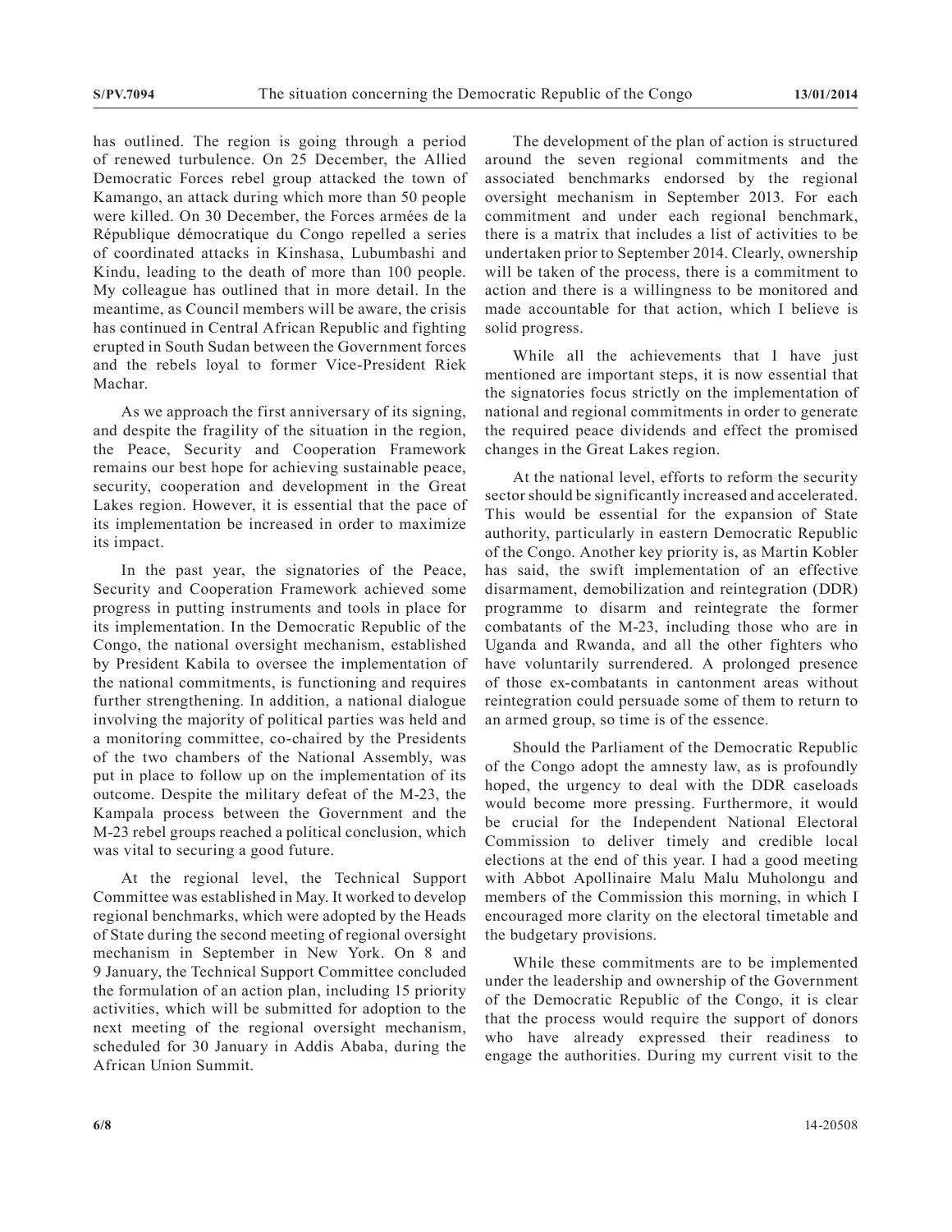has outlined. The region is going through a period of renewed turbulence. On 25 December, the Allied Democratic Forces rebel group attacked the town of Kamango, an attack during which more than 50 people were killed. On 30 December, the Forces armées de la République démocratique du Congo repelled a series of coordinated attacks in Kinshasa, Lubumbashi and Kindu, leading to the death of more than 100 people. My colleague has outlined that in more detail. In the meantime, as Council members will be aware, the crisis has continued in Central African Republic and fighting erupted in South Sudan between the Government forces and the rebels loyal to former Vice-President Riek Machar.

As we approach the first anniversary of its signing, and despite the fragility of the situation in the region, the Peace, Security and Cooperation Framework remains our best hope for achieving sustainable peace, security, cooperation and development in the Great Lakes region. However, it is essential that the pace of its implementation be increased in order to maximize its impact.

In the past year, the signatories of the Peace, Security and Cooperation Framework achieved some progress in putting instruments and tools in place for its implementation. In the Democratic Republic of the Congo, the national oversight mechanism, established by President Kabila to oversee the implementation of the national commitments, is functioning and requires further strengthening. In addition, a national dialogue involving the majority of political parties was held and a monitoring committee, co-chaired by the Presidents of the two chambers of the National Assembly, was put in place to follow up on the implementation of its outcome. Despite the military defeat of the M-23, the Kampala process between the Government and the M-23 rebel groups reached a political conclusion, which was vital to securing a good future.

At the regional level, the Technical Support Committee was established in May. It worked to develop regional benchmarks, which were adopted by the Heads of State during the second meeting of regional oversight mechanism in September in New York. On 8 and 9 January, the Technical Support Committee concluded the formulation of an action plan, including 15 priority activities, which will be submitted for adoption to the next meeting of the regional oversight mechanism, scheduled for 30 January in Addis Ababa, during the African Union Summit.

The development of the plan of action is structured around the seven regional commitments and the associated benchmarks endorsed by the regional oversight mechanism in September 2013. For each commitment and under each regional benchmark, there is a matrix that includes a list of activities to be undertaken prior to September 2014. Clearly, ownership will be taken of the process, there is a commitment to action and there is a willingness to be monitored and made accountable for that action, which I believe is solid progress.

While all the achievements that I have just mentioned are important steps, it is now essential that the signatories focus strictly on the implementation of national and regional commitments in order to generate the required peace dividends and effect the promised changes in the Great Lakes region.

At the national level, efforts to reform the security sector should be significantly increased and accelerated. This would be essential for the expansion of State authority, particularly in eastern Democratic Republic of the Congo. Another key priority is, as Martin Kobler has said, the swift implementation of an effective disarmament, demobilization and reintegration (DDR) programme to disarm and reintegrate the former combatants of the M-23, including those who are in Uganda and Rwanda, and all the other fighters who have voluntarily surrendered. A prolonged presence of those ex-combatants in cantonment areas without reintegration could persuade some of them to return to an armed group, so time is of the essence.

Should the Parliament of the Democratic Republic of the Congo adopt the amnesty law, as is profoundly hoped, the urgency to deal with the DDR caseloads would become more pressing. Furthermore, it would be crucial for the Independent National Electoral Commission to deliver timely and credible local elections at the end of this year. I had a good meeting with Abbot Apollinaire Malu Malu Muholongu and members of the Commission this morning, in which I encouraged more clarity on the electoral timetable and the budgetary provisions.

While these commitments are to be implemented under the leadership and ownership of the Government of the Democratic Republic of the Congo, it is clear that the process would require the support of donors who have already expressed their readiness to engage the authorities. During my current visit to the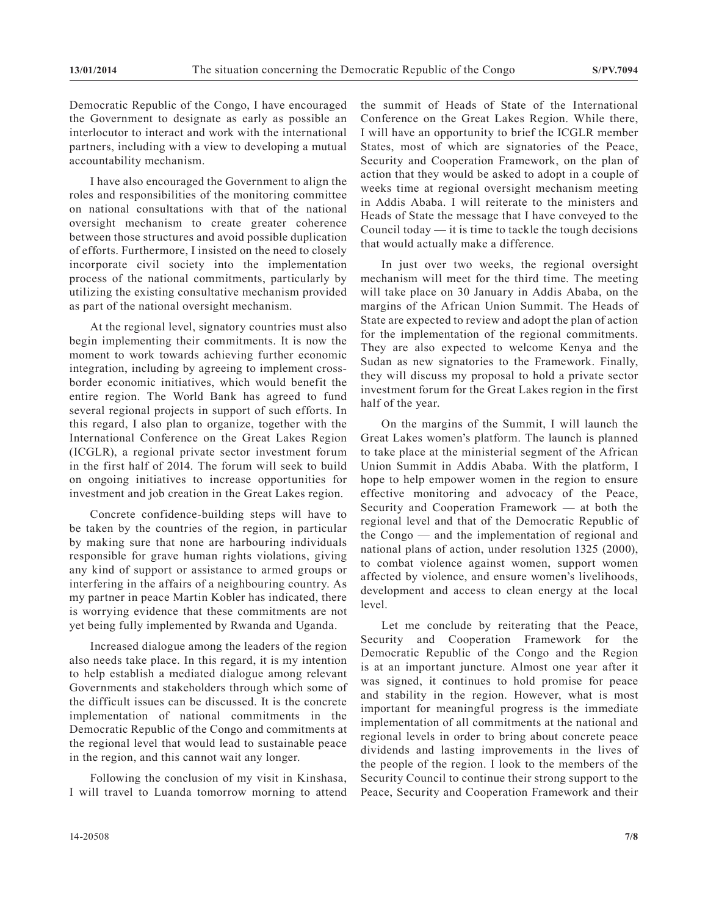Democratic Republic of the Congo, I have encouraged the Government to designate as early as possible an interlocutor to interact and work with the international partners, including with a view to developing a mutual accountability mechanism.

I have also encouraged the Government to align the roles and responsibilities of the monitoring committee on national consultations with that of the national oversight mechanism to create greater coherence between those structures and avoid possible duplication of efforts. Furthermore, I insisted on the need to closely incorporate civil society into the implementation process of the national commitments, particularly by utilizing the existing consultative mechanism provided as part of the national oversight mechanism.

At the regional level, signatory countries must also begin implementing their commitments. It is now the moment to work towards achieving further economic integration, including by agreeing to implement cross-border economic initiatives, which would benefit the entire region. The World Bank has agreed to fund several regional projects in support of such efforts. In this regard, I also plan to organize, together with the International Conference on the Great Lakes Region (ICGLR), a regional private sector investment forum in the first half of 2014. The forum will seek to build on ongoing initiatives to increase opportunities for investment and job creation in the Great Lakes region.

Concrete confidence-building steps will have to be taken by the countries of the region, in particular by making sure that none are harbouring individuals responsible for grave human rights violations, giving any kind of support or assistance to armed groups or interfering in the affairs of a neighbouring country. As my partner in peace Martin Kobler has indicated, there is worrying evidence that these commitments are not yet being fully implemented by Rwanda and Uganda.

Increased dialogue among the leaders of the region also needs take place. In this regard, it is my intention to help establish a mediated dialogue among relevant Governments and stakeholders through which some of the difficult issues can be discussed. It is the concrete implementation of national commitments in the Democratic Republic of the Congo and commitments at the regional level that would lead to sustainable peace in the region, and this cannot wait any longer.

Following the conclusion of my visit in Kinshasa, I will travel to Luanda tomorrow morning to attend the summit of Heads of State of the International Conference on the Great Lakes Region. While there, I will have an opportunity to brief the ICGLR member States, most of which are signatories of the Peace, Security and Cooperation Framework, on the plan of action that they would be asked to adopt in a couple of weeks time at regional oversight mechanism meeting in Addis Ababa. I will reiterate to the ministers and Heads of State the message that I have conveyed to the Council today — it is time to tackle the tough decisions that would actually make a difference.

In just over two weeks, the regional oversight mechanism will meet for the third time. The meeting will take place on 30 January in Addis Ababa, on the margins of the African Union Summit. The Heads of State are expected to review and adopt the plan of action for the implementation of the regional commitments. They are also expected to welcome Kenya and the Sudan as new signatories to the Framework. Finally, they will discuss my proposal to hold a private sector investment forum for the Great Lakes region in the first half of the year.

On the margins of the Summit, I will launch the Great Lakes women's platform. The launch is planned to take place at the ministerial segment of the African Union Summit in Addis Ababa. With the platform, I hope to help empower women in the region to ensure effective monitoring and advocacy of the Peace, Security and Cooperation Framework — at both the regional level and that of the Democratic Republic of the Congo — and the implementation of regional and national plans of action, under resolution 1325 (2000), to combat violence against women, support women affected by violence, and ensure women's livelihoods, development and access to clean energy at the local level.

Let me conclude by reiterating that the Peace, Security and Cooperation Framework for the Democratic Republic of the Congo and the Region is at an important juncture. Almost one year after it was signed, it continues to hold promise for peace and stability in the region. However, what is most important for meaningful progress is the immediate implementation of all commitments at the national and regional levels in order to bring about concrete peace dividends and lasting improvements in the lives of the people of the region. I look to the members of the Security Council to continue their strong support to the Peace, Security and Cooperation Framework and their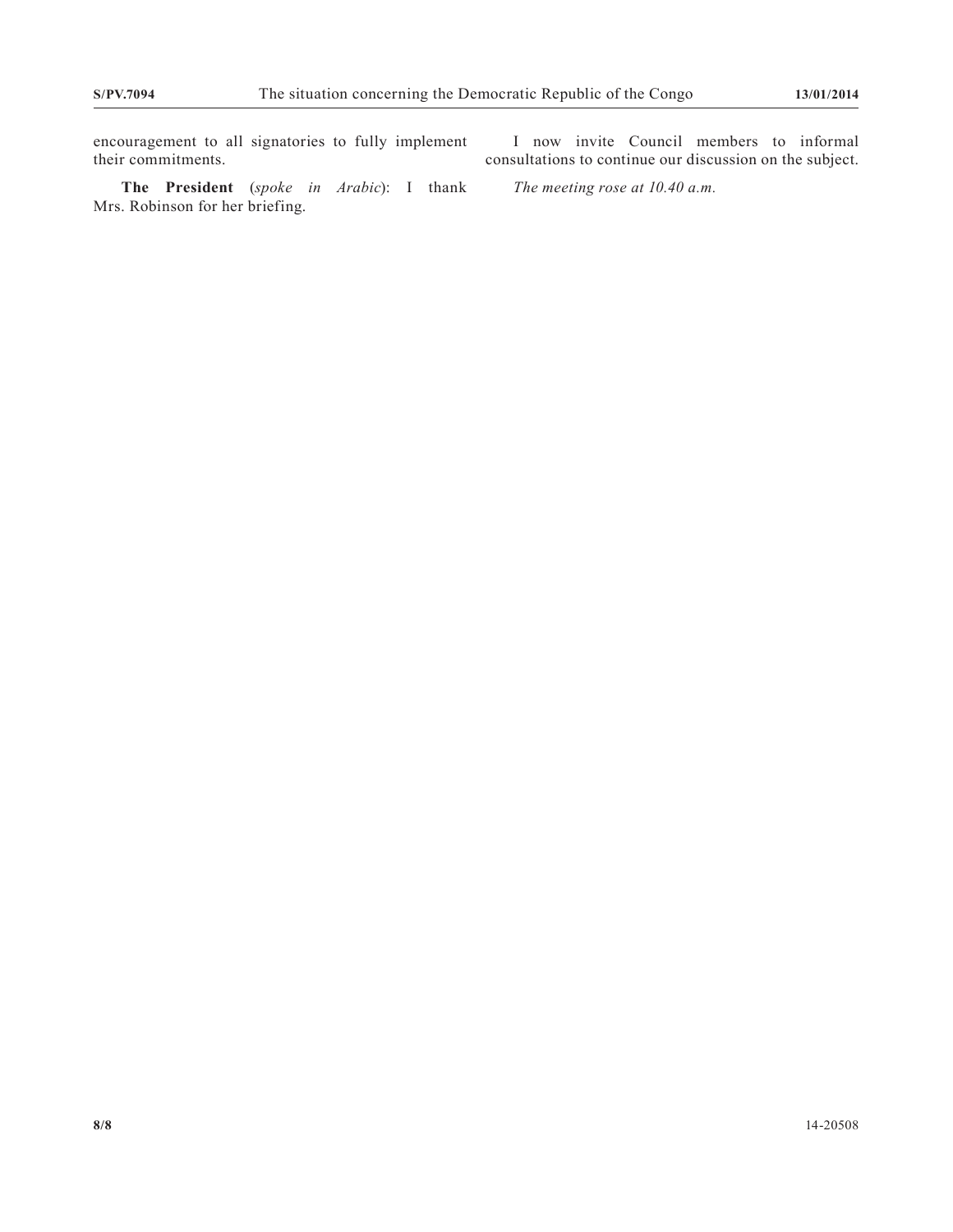encouragement to all signatories to fully implement their commitments.

**The President** (*spoke in Arabic*): I thank Mrs. Robinson for her briefing.

I now invite Council members to informal consultations to continue our discussion on the subject.

*The meeting rose at 10.40 a.m.*